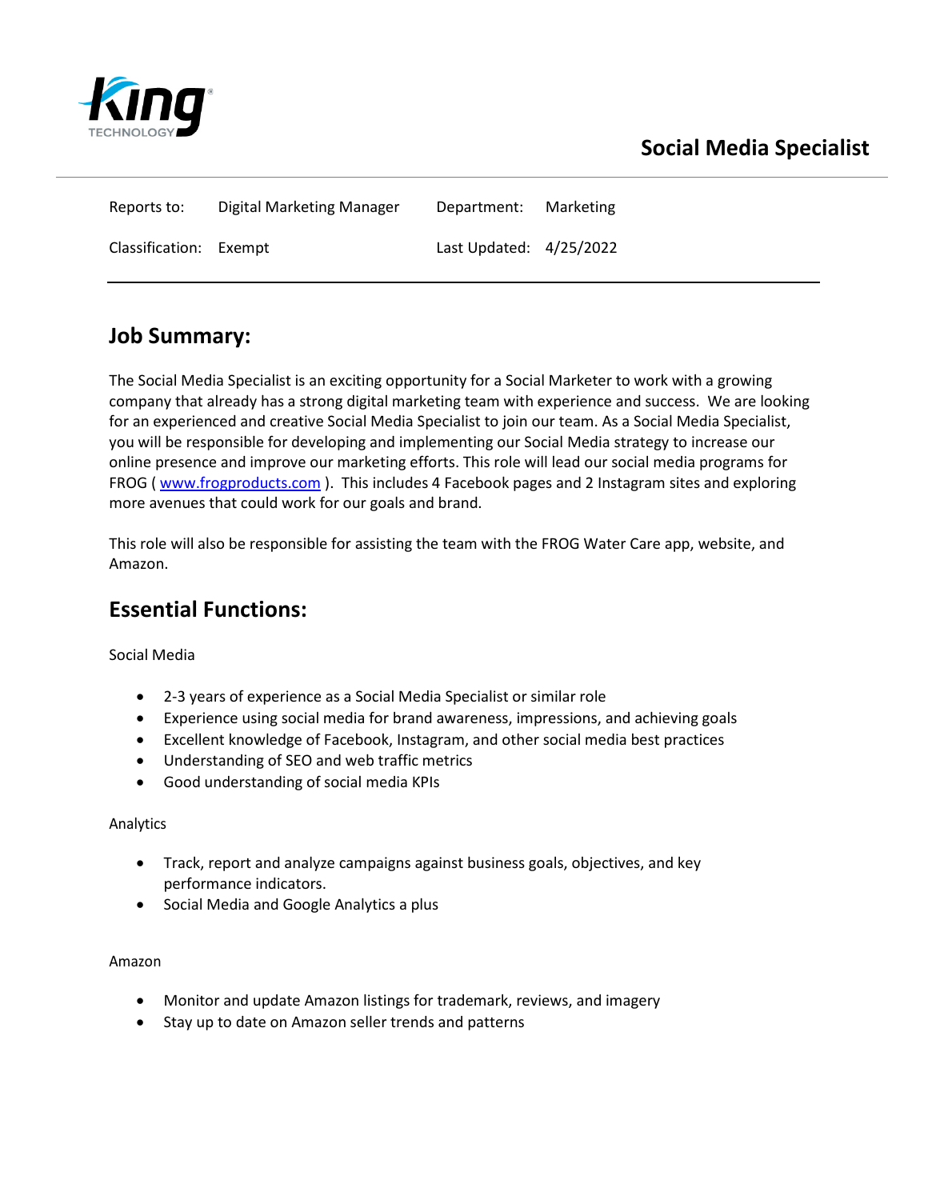King TECHNOLOGY

# Social Media Specialist

| Reports to: | Digital Marketing Manager | Department: | Marketing |
|---|---|---|---|
| Classification: | Exempt | Last Updated: | 4/25/2022 |

## Job Summary:

The Social Media Specialist is an exciting opportunity for a Social Marketer to work with a growing company that already has a strong digital marketing team with experience and success. We are looking for an experienced and creative Social Media Specialist to join our team. As a Social Media Specialist, you will be responsible for developing and implementing our Social Media strategy to increase our online presence and improve our marketing efforts. This role will lead our social media programs for FROG ( www.frogproducts.com ). This includes 4 Facebook pages and 2 Instagram sites and exploring more avenues that could work for our goals and brand.

This role will also be responsible for assisting the team with the FROG Water Care app, website, and Amazon.

## Essential Functions:

Social Media

- 2-3 years of experience as a Social Media Specialist or similar role
- Experience using social media for brand awareness, impressions, and achieving goals
- Excellent knowledge of Facebook, Instagram, and other social media best practices
- Understanding of SEO and web traffic metrics
- Good understanding of social media KPIs

Analytics

- Track, report and analyze campaigns against business goals, objectives, and key performance indicators.
- Social Media and Google Analytics a plus

Amazon

- Monitor and update Amazon listings for trademark, reviews, and imagery
- Stay up to date on Amazon seller trends and patterns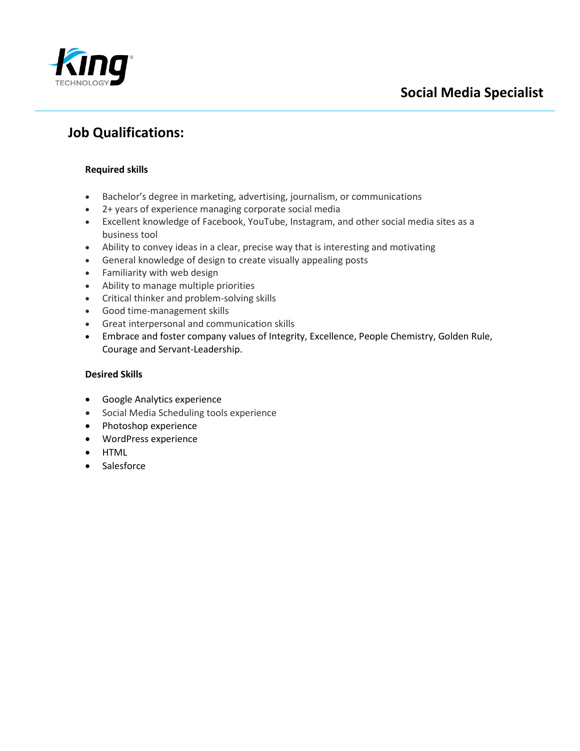## Social Media Specialist

## Job Qualifications:

### Required skills

- Bachelor's degree in marketing, advertising, journalism, or communications
- 2+ years of experience managing corporate social media
- Excellent knowledge of Facebook, YouTube, Instagram, and other social media sites as a business tool
- Ability to convey ideas in a clear, precise way that is interesting and motivating
- General knowledge of design to create visually appealing posts
- Familiarity with web design
- Ability to manage multiple priorities
- Critical thinker and problem-solving skills
- Good time-management skills
- Great interpersonal and communication skills
- Embrace and foster company values of Integrity, Excellence, People Chemistry, Golden Rule, Courage and Servant-Leadership.

### Desired Skills

- Google Analytics experience
- Social Media Scheduling tools experience
- Photoshop experience
- WordPress experience
- HTML
- Salesforce